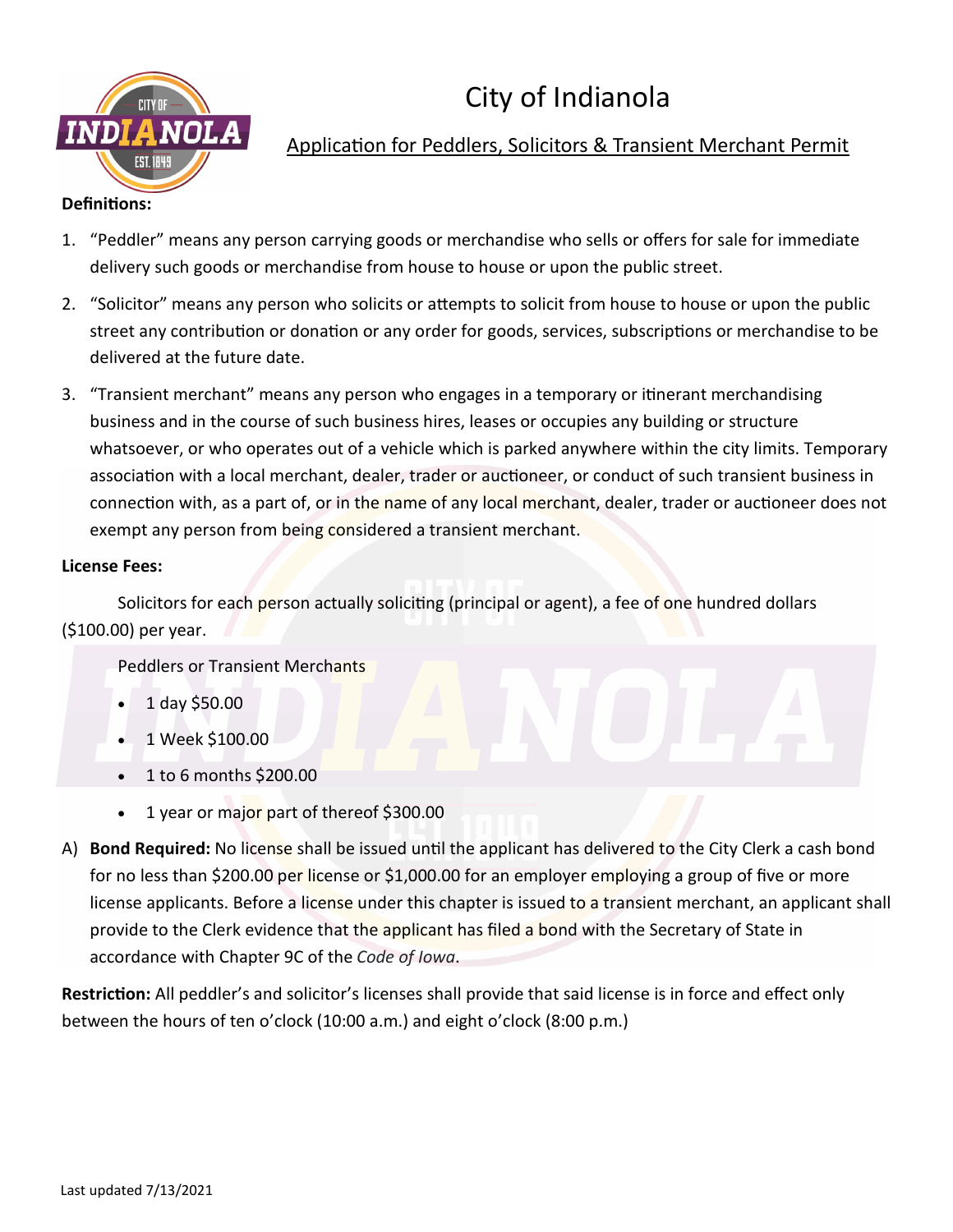# City of Indianola

## Application for Peddlers, Solicitors & Transient Merchant Permit

**Definitions:**

1. "Peddler" means any person carrying goods or merchandise who sells or offers for sale for immediate delivery such goods or merchandise from house to house or upon the public street.
2. "Solicitor" means any person who solicits or attempts to solicit from house to house or upon the public street any contribution or donation or any order for goods, services, subscriptions or merchandise to be delivered at the future date.
3. "Transient merchant" means any person who engages in a temporary or itinerant merchandising business and in the course of such business hires, leases or occupies any building or structure whatsoever, or who operates out of a vehicle which is parked anywhere within the city limits. Temporary association with a local merchant, dealer, trader or auctioneer, or conduct of such transient business in connection with, as a part of, or in the name of any local merchant, dealer, trader or auctioneer does not exempt any person from being considered a transient merchant.

**License Fees:**

Solicitors for each person actually soliciting (principal or agent), a fee of one hundred dollars ($100.00) per year.

Peddlers or Transient Merchants

- 1 day $50.00
- 1 Week $100.00
- 1 to 6 months $200.00
- 1 year or major part of thereof $300.00

A) **Bond Required:** No license shall be issued until the applicant has delivered to the City Clerk a cash bond for no less than $200.00 per license or $1,000.00 for an employer employing a group of five or more license applicants. Before a license under this chapter is issued to a transient merchant, an applicant shall provide to the Clerk evidence that the applicant has filed a bond with the Secretary of State in accordance with Chapter 9C of the *Code of Iowa*.

**Restriction:** All peddler's and solicitor's licenses shall provide that said license is in force and effect only between the hours of ten o'clock (10:00 a.m.) and eight o'clock (8:00 p.m.)

Last updated 7/13/2021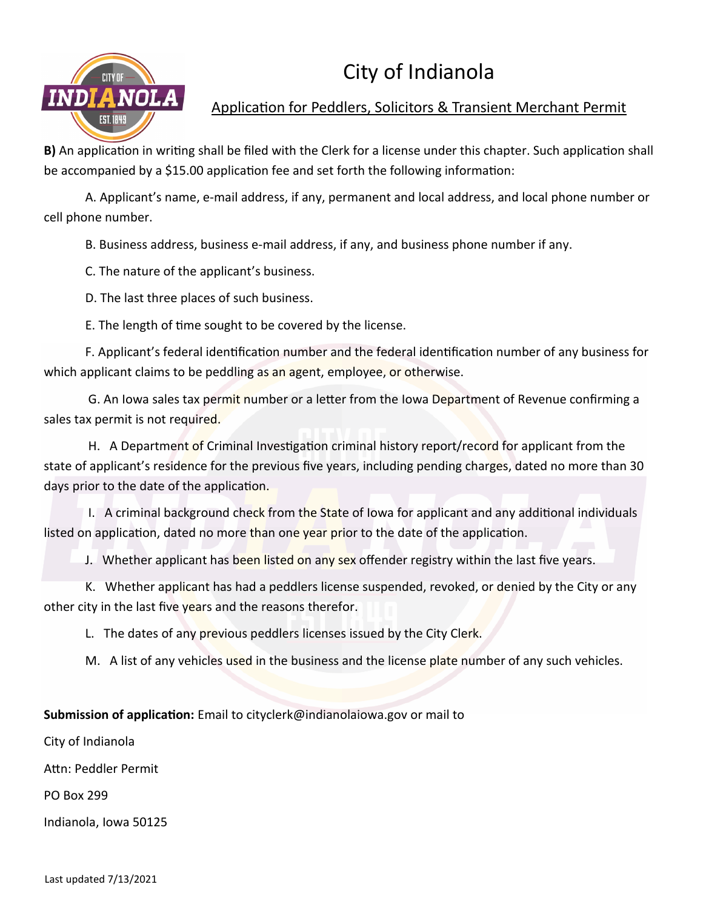# City of Indianola

## Application for Peddlers, Solicitors & Transient Merchant Permit

**B)** An application in writing shall be filed with the Clerk for a license under this chapter. Such application shall be accompanied by a $15.00 application fee and set forth the following information:

A. Applicant's name, e-mail address, if any, permanent and local address, and local phone number or cell phone number.

B. Business address, business e-mail address, if any, and business phone number if any.

C. The nature of the applicant's business.

D. The last three places of such business.

E. The length of time sought to be covered by the license.

F. Applicant's federal identification number and the federal identification number of any business for which applicant claims to be peddling as an agent, employee, or otherwise.

G. An Iowa sales tax permit number or a letter from the Iowa Department of Revenue confirming a sales tax permit is not required.

H. A Department of Criminal Investigation criminal history report/record for applicant from the state of applicant's residence for the previous five years, including pending charges, dated no more than 30 days prior to the date of the application.

I. A criminal background check from the State of Iowa for applicant and any additional individuals listed on application, dated no more than one year prior to the date of the application.

J. Whether applicant has been listed on any sex offender registry within the last five years.

K. Whether applicant has had a peddlers license suspended, revoked, or denied by the City or any other city in the last five years and the reasons therefor.

L. The dates of any previous peddlers licenses issued by the City Clerk.

M. A list of any vehicles used in the business and the license plate number of any such vehicles.

**Submission of application:** Email to cityclerk@indianolaiowa.gov or mail to

City of Indianola

Attn: Peddler Permit

PO Box 299

Indianola, Iowa 50125

Last updated 7/13/2021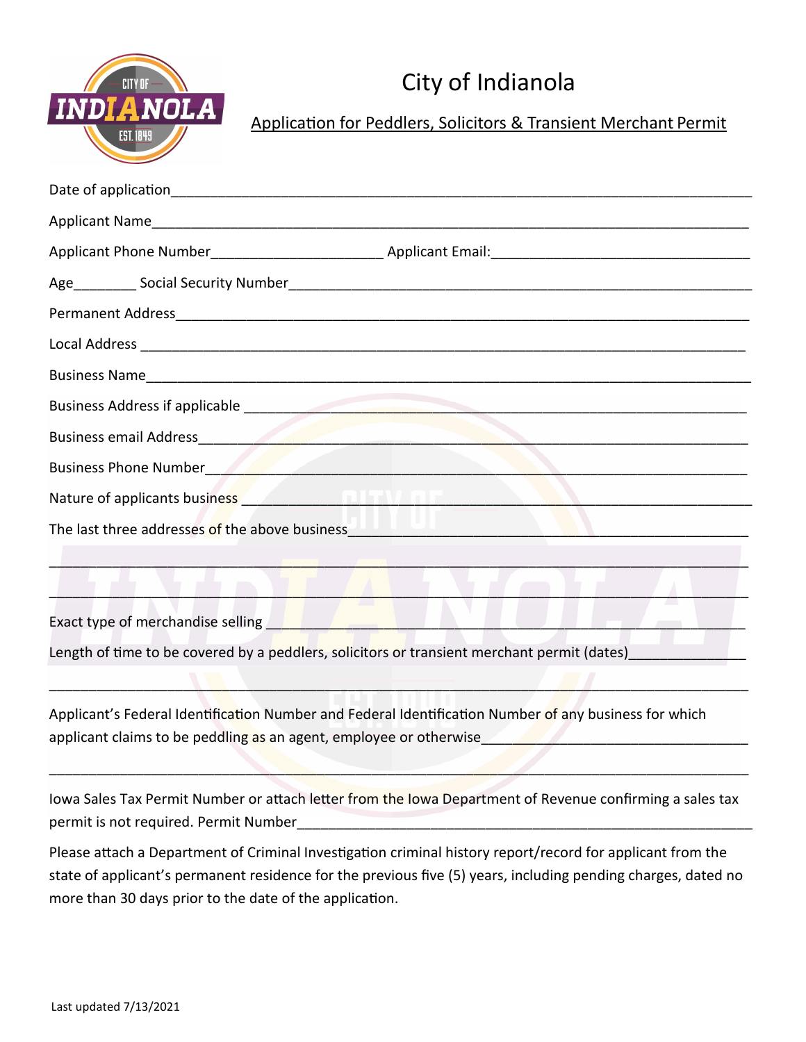# City of Indianola

## Application for Peddlers, Solicitors & Transient Merchant Permit

Date of application_______________________________________________________________________

Applicant Name_________________________________________________________________________

Applicant Phone Number_____________________ Applicant Email:________________________________

Age________ Social Security Number_________________________________________________________

Permanent Address_______________________________________________________________________

Local Address __________________________________________________________________________

Business Name__________________________________________________________________________

Business Address if applicable ____________________________________________________________

Business email Address___________________________________________________________________

Business Phone Number___________________________________________________________________

Nature of applicants business _____________________________________________________________

The last three addresses of the above business______________________________________________

________________________________________________________________________________________

________________________________________________________________________________________

Exact type of merchandise selling __________________________________________________________

Length of time to be covered by a peddlers, solicitors or transient merchant permit (dates)______________

________________________________________________________________________________________

Applicant's Federal Identification Number and Federal Identification Number of any business for which applicant claims to be peddling as an agent, employee or otherwise__________________________________

________________________________________________________________________________________

Iowa Sales Tax Permit Number or attach letter from the Iowa Department of Revenue confirming a sales tax permit is not required. Permit Number__________________________________________________________

Please attach a Department of Criminal Investigation criminal history report/record for applicant from the state of applicant's permanent residence for the previous five (5) years, including pending charges, dated no more than 30 days prior to the date of the application.

Last updated 7/13/2021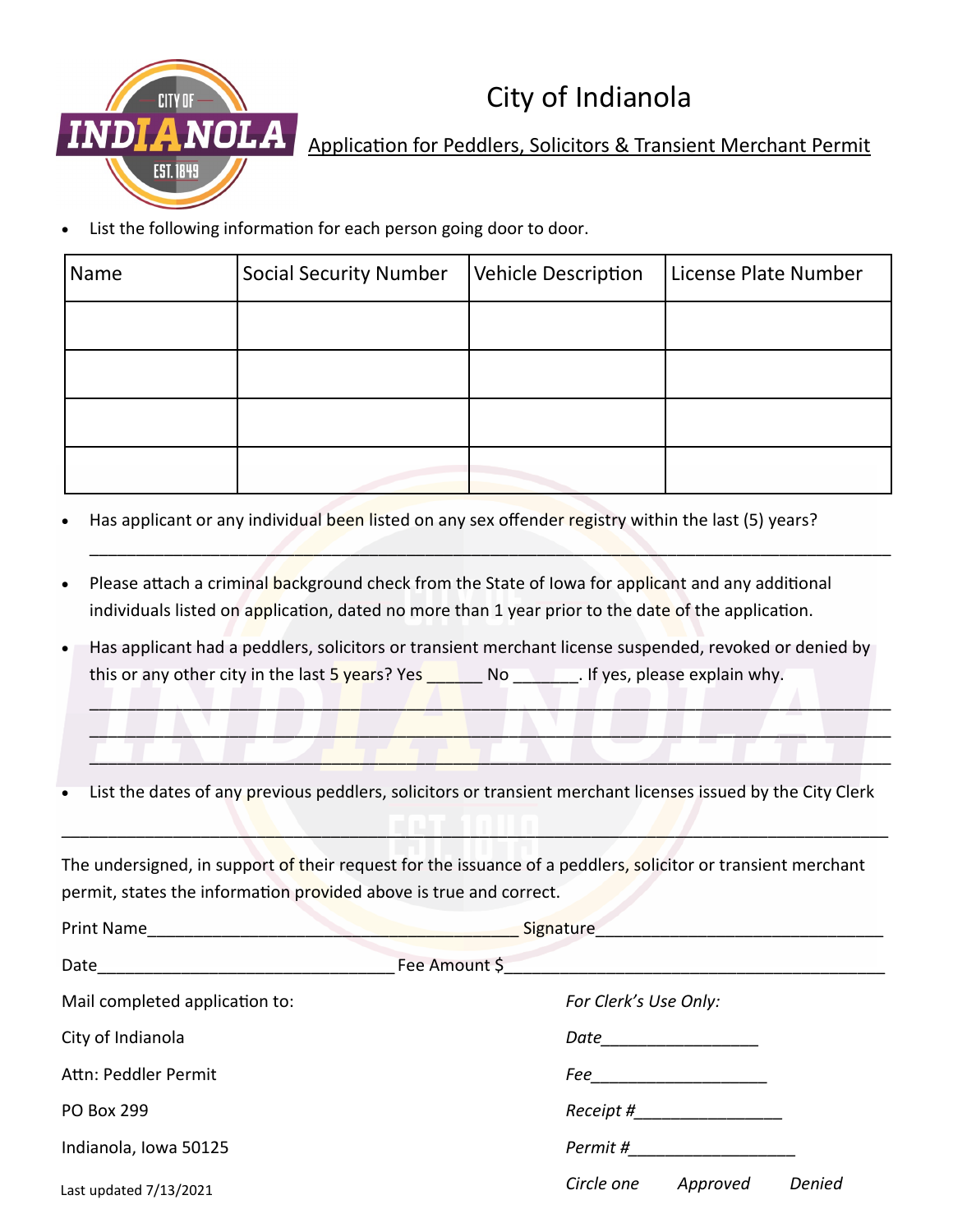# City of Indianola

Application for Peddlers, Solicitors & Transient Merchant Permit

- List the following information for each person going door to door.

| Name | Social Security Number | Vehicle Description | License Plate Number |
|---|---|---|---|
| | | | |
| | | | |
| | | | |
| | | | |

- Has applicant or any individual been listed on any sex offender registry within the last (5) years?

_______________________________________________________________________________

- Please attach a criminal background check from the State of Iowa for applicant and any additional individuals listed on application, dated no more than 1 year prior to the date of the application.
- Has applicant had a peddlers, solicitors or transient merchant license suspended, revoked or denied by this or any other city in the last 5 years? Yes ______ No _______. If yes, please explain why.

_______________________________________________________________________________

_______________________________________________________________________________

_______________________________________________________________________________

- List the dates of any previous peddlers, solicitors or transient merchant licenses issued by the City Clerk

_______________________________________________________________________________

The undersigned, in support of their request for the issuance of a peddlers, solicitor or transient merchant permit, states the information provided above is true and correct.

Print Name_______________________________________ Signature______________________________

Date________________________________ Fee Amount $_________________________________________

Mail completed application to:

City of Indianola

Attn: Peddler Permit

PO Box 299

Indianola, Iowa 50125

*For Clerk's Use Only:*

*Date*_________________

*Fee*___________________

*Receipt #*________________

*Permit #*__________________

*Circle one* *Approved* *Denied*

Last updated 7/13/2021